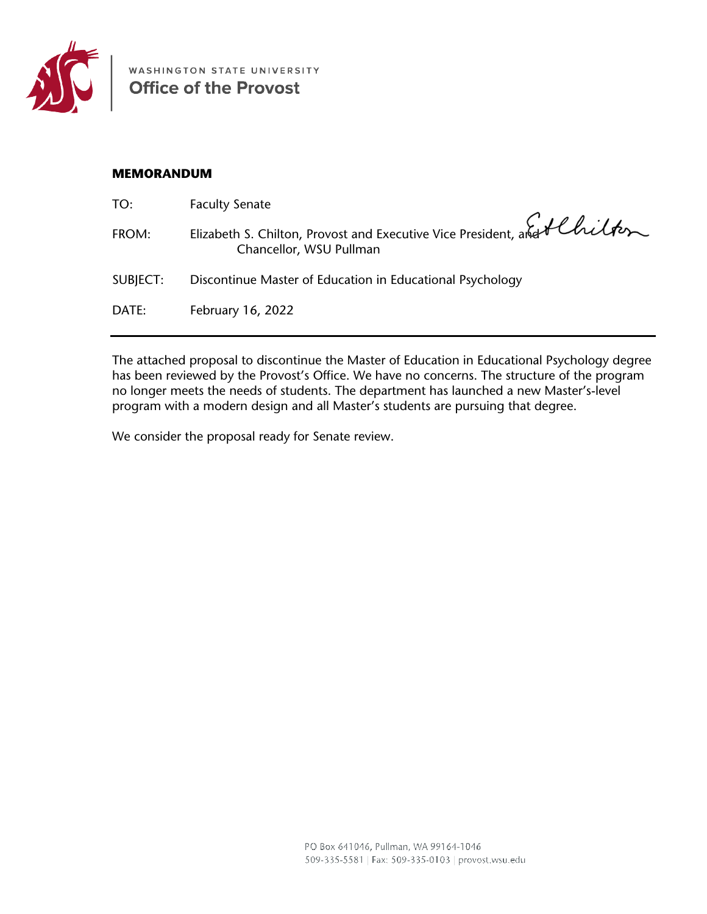WASHINGTON STATE UNIVERSITY
**Office of the Provost**

**MEMORANDUM**

TO: Faculty Senate

FROM: Elizabeth S. Chilton, Provost and Executive Vice President, and Chancellor, WSU Pullman

SUBJECT: Discontinue Master of Education in Educational Psychology

DATE: February 16, 2022

---

The attached proposal to discontinue the Master of Education in Educational Psychology degree has been reviewed by the Provost's Office. We have no concerns. The structure of the program no longer meets the needs of students. The department has launched a new Master's-level program with a modern design and all Master's students are pursuing that degree.

We consider the proposal ready for Senate review.

PO Box 641046, Pullman, WA 99164-1046
509-335-5581 | Fax: 509-335-0103 | provost.wsu.edu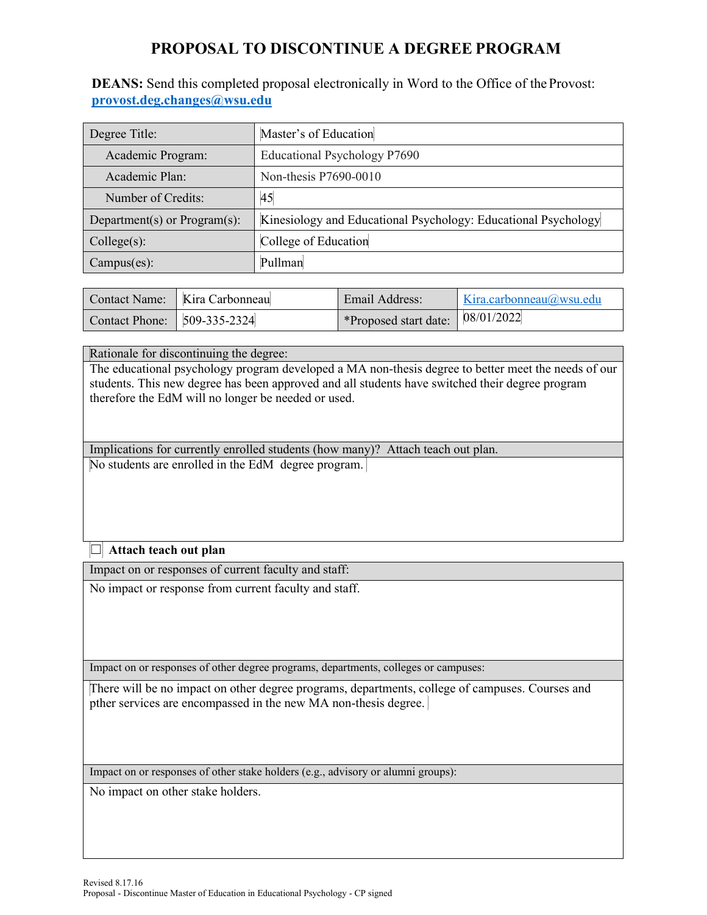# PROPOSAL TO DISCONTINUE A DEGREE PROGRAM

**DEANS:** Send this completed proposal electronically in Word to the Office of the Provost: **provost.deg.changes@wsu.edu**

| Degree Title: | Master's of Education |
|---|---|
| Academic Program: | Educational Psychology P7690 |
| Academic Plan: | Non-thesis P7690-0010 |
| Number of Credits: | 45 |
| Department(s) or Program(s): | Kinesiology and Educational Psychology: Educational Psychology |
| College(s): | College of Education |
| Campus(es): | Pullman |

| Contact Name: | Kira Carbonneau | Email Address: | Kira.carbonneau@wsu.edu |
|---|---|---|---|
| Contact Phone: | 509-335-2324 | *Proposed start date: | 08/01/2022 |

**Rationale for discontinuing the degree:**

The educational psychology program developed a MA non-thesis degree to better meet the needs of our students. This new degree has been approved and all students have switched their degree program therefore the EdM will no longer be needed or used.

**Implications for currently enrolled students (how many)? Attach teach out plan.**

No students are enrolled in the EdM degree program.

☐ **Attach teach out plan**

**Impact on or responses of current faculty and staff:**

No impact or response from current faculty and staff.

**Impact on or responses of other degree programs, departments, colleges or campuses:**

There will be no impact on other degree programs, departments, college of campuses. Courses and pther services are encompassed in the new MA non-thesis degree.

**Impact on or responses of other stake holders (e.g., advisory or alumni groups):**

No impact on other stake holders.

Revised 8.17.16
Proposal - Discontinue Master of Education in Educational Psychology - CP signed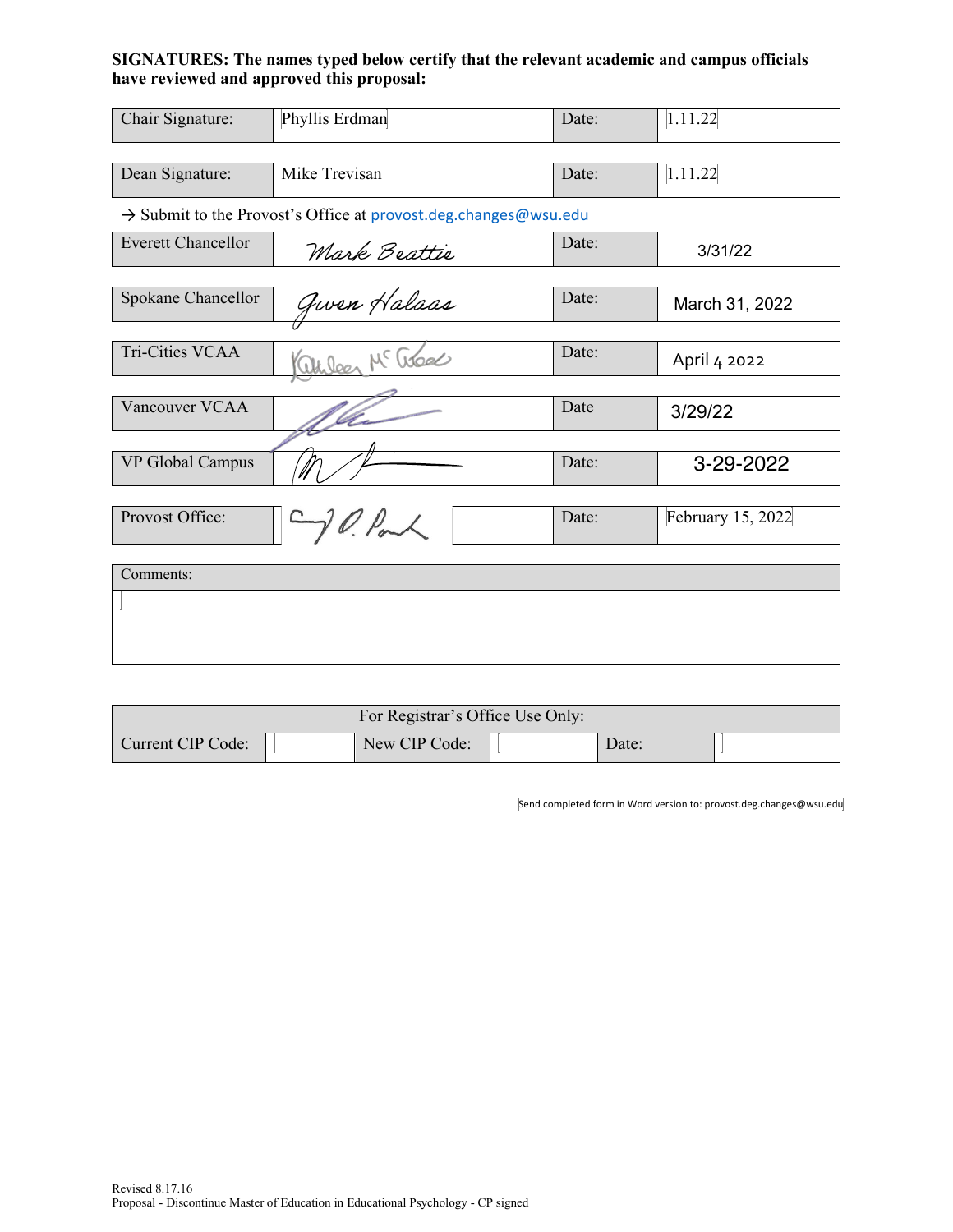**SIGNATURES: The names typed below certify that the relevant academic and campus officials have reviewed and approved this proposal:**

| | | | |
|---|---|---|---|
| Chair Signature: | Phyllis Erdman | Date: | 1.11.22 |

| | | | |
|---|---|---|---|
| Dean Signature: | Mike Trevisan | Date: | 1.11.22 |

→ Submit to the Provost's Office at provost.deg.changes@wsu.edu

| | | | |
|---|---|---|---|
| Everett Chancellor | Mark Beattie | Date: | 3/31/22 |
| Spokane Chancellor | Gwen Halaas | Date: | March 31, 2022 |
| Tri-Cities VCAA | Kathleen McAteer | Date: | April 4 2022 |
| Vancouver VCAA | | Date | 3/29/22 |
| VP Global Campus | | Date: | 3-29-2022 |
| Provost Office: | | Date: | February 15, 2022 |

| |
|---|
| Comments: |
| |

| For Registrar's Office Use Only: | | | | | |
|---|---|---|---|---|---|
| Current CIP Code: | | New CIP Code: | | Date: | |

Send completed form in Word version to: provost.deg.changes@wsu.edu

Revised 8.17.16
Proposal - Discontinue Master of Education in Educational Psychology - CP signed